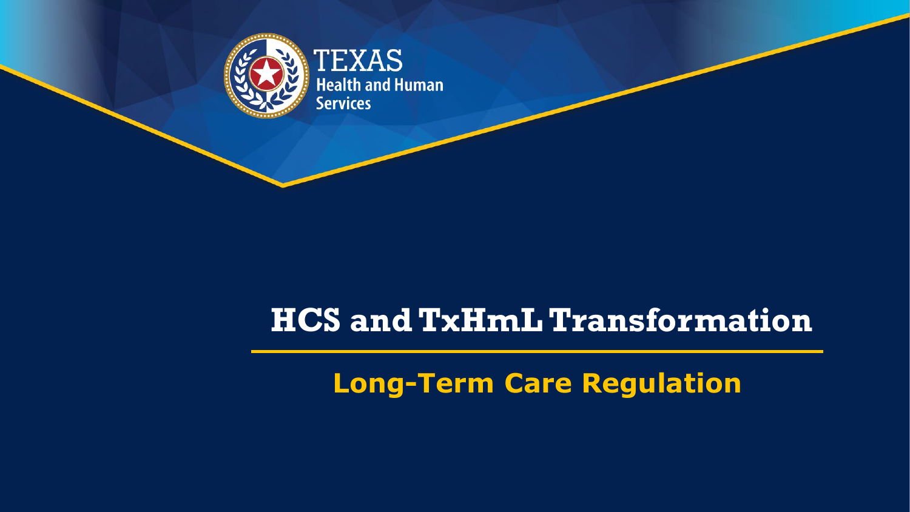TEXAS Health and Human Services

# HCS and TxHmL Transformation

## Long-Term Care Regulation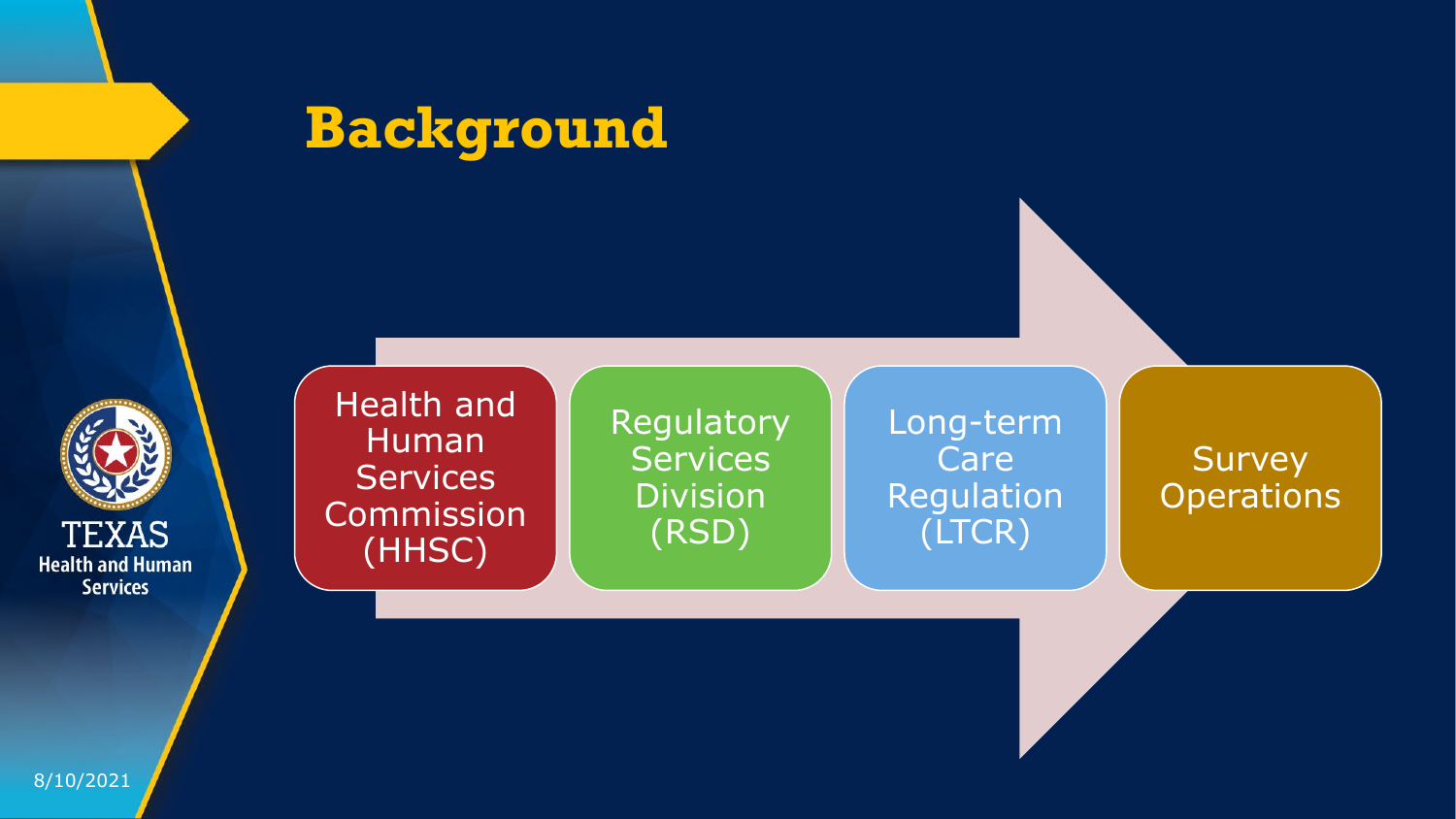# Background

Health and Human Services Commission (HHSC) → Regulatory Services Division (RSD) → Long-term Care Regulation (LTCR) → Survey Operations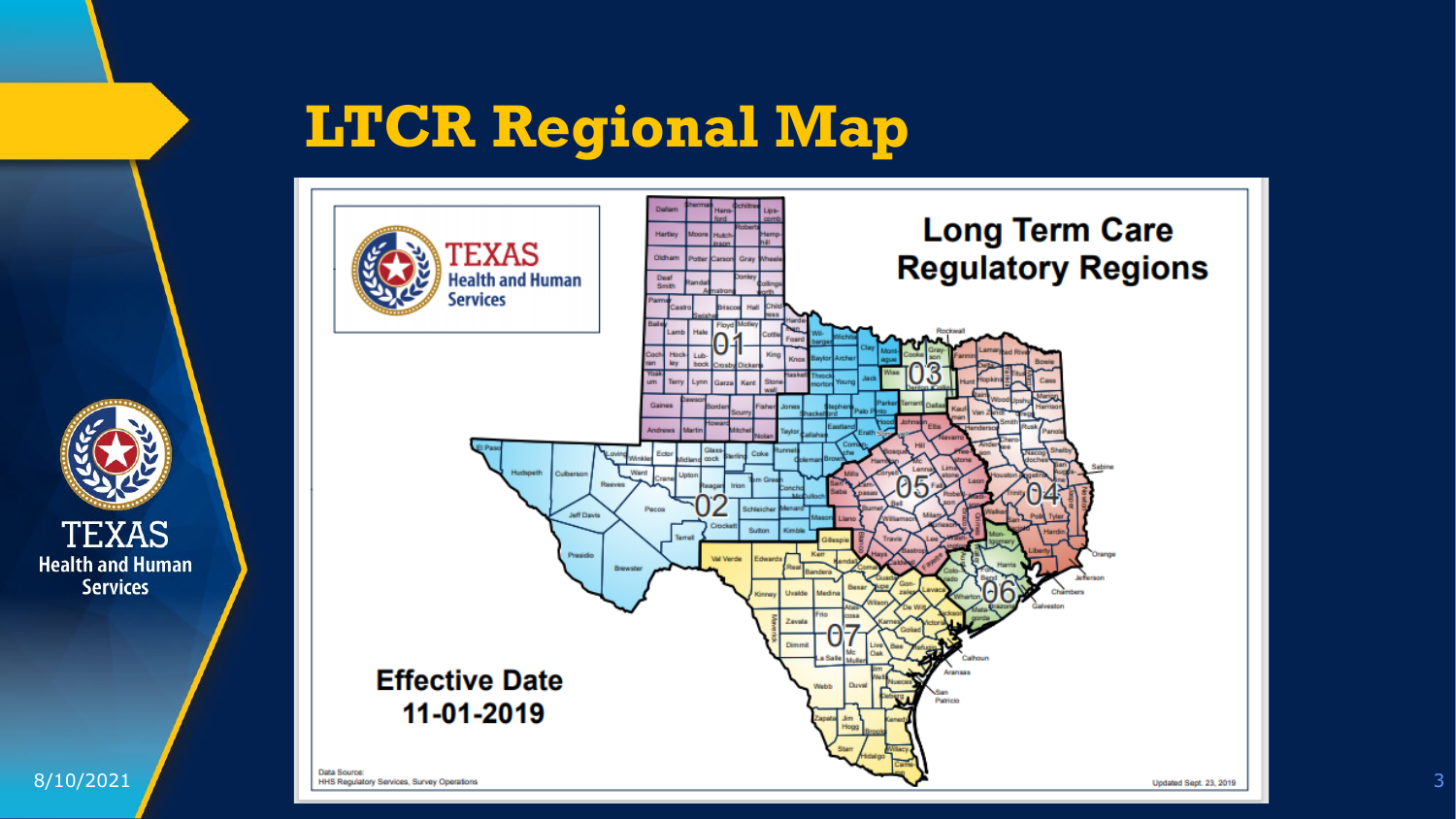# LTCR Regional Map

Long Term Care Regulatory Regions

Effective Date 11-01-2019

Data Source: HHS Regulatory Services, Survey Operations

Updated Sept. 23, 2019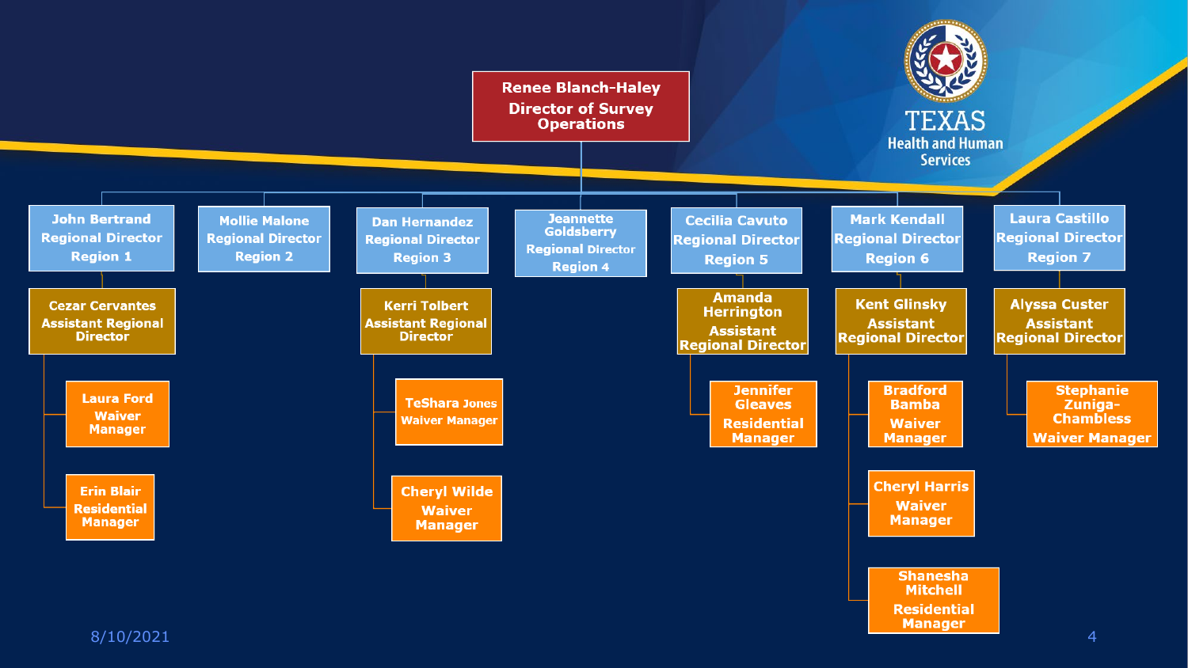**Renee Blanch-Haley**
**Director of Survey Operations**

- **John Bertrand** – Regional Director, Region 1
  - **Cezar Cervantes** – Assistant Regional Director
    - **Laura Ford** – Waiver Manager
    - **Erin Blair** – Residential Manager
- **Mollie Malone** – Regional Director, Region 2
- **Dan Hernandez** – Regional Director, Region 3
  - **Kerri Tolbert** – Assistant Regional Director
    - **TeShara Jones** – Waiver Manager
    - **Cheryl Wilde** – Waiver Manager
- **Jeannette Goldsberry** – Regional Director, Region 4
- **Cecilia Cavuto** – Regional Director, Region 5
  - **Amanda Herrington** – Assistant Regional Director
    - **Jennifer Gleaves** – Residential Manager
- **Mark Kendall** – Regional Director, Region 6
  - **Kent Glinsky** – Assistant Regional Director
    - **Bradford Bamba** – Waiver Manager
    - **Cheryl Harris** – Waiver Manager
    - **Shanesha Mitchell** – Residential Manager
- **Laura Castillo** – Regional Director, Region 7
  - **Alyssa Custer** – Assistant Regional Director
    - **Stephanie Zuniga-Chambless** – Waiver Manager

8/10/2021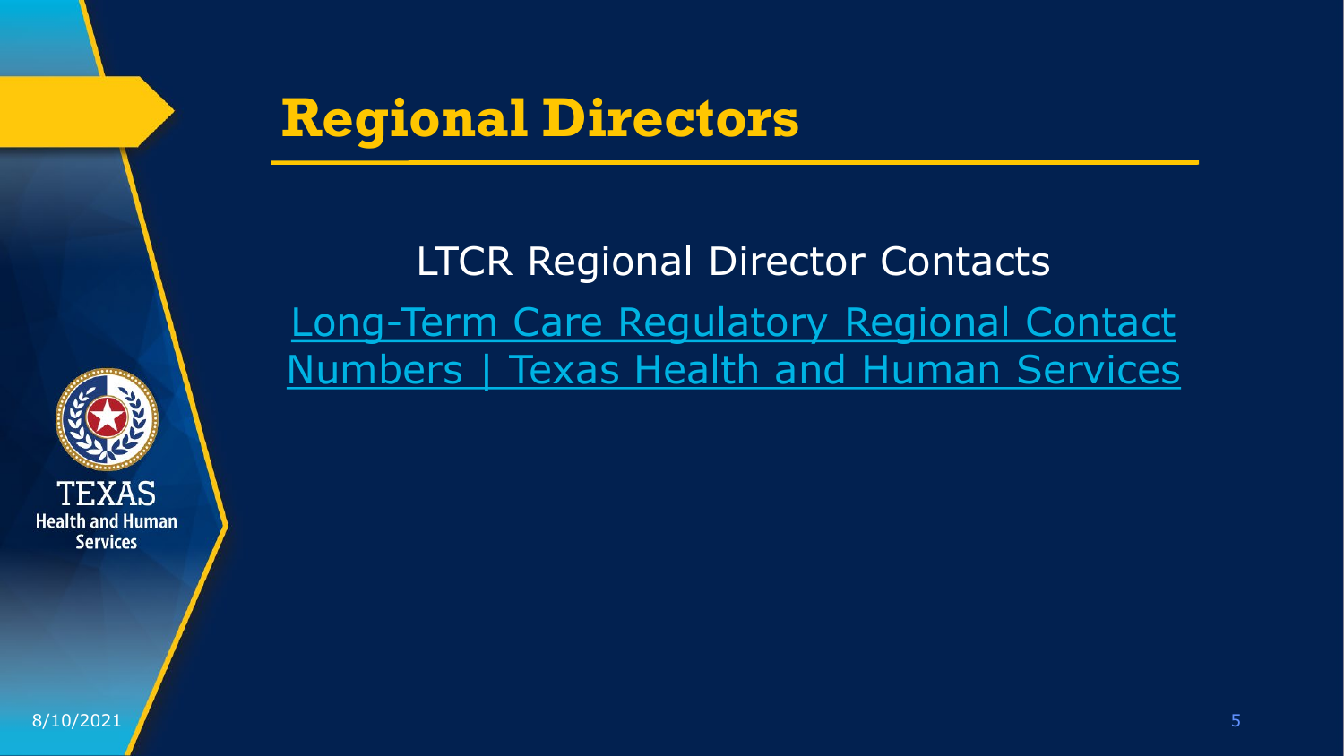# Regional Directors

LTCR Regional Director Contacts

Long-Term Care Regulatory Regional Contact Numbers | Texas Health and Human Services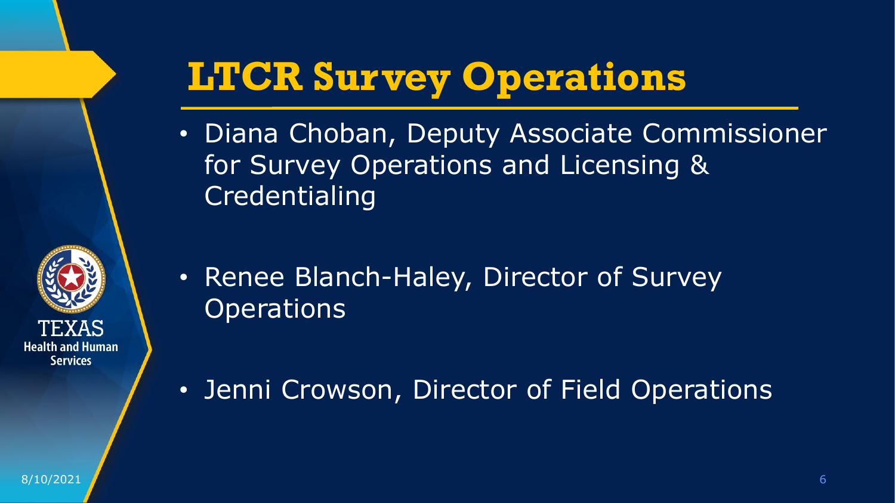# LTCR Survey Operations

- Diana Choban, Deputy Associate Commissioner for Survey Operations and Licensing & Credentialing

- Renee Blanch-Haley, Director of Survey Operations

- Jenni Crowson, Director of Field Operations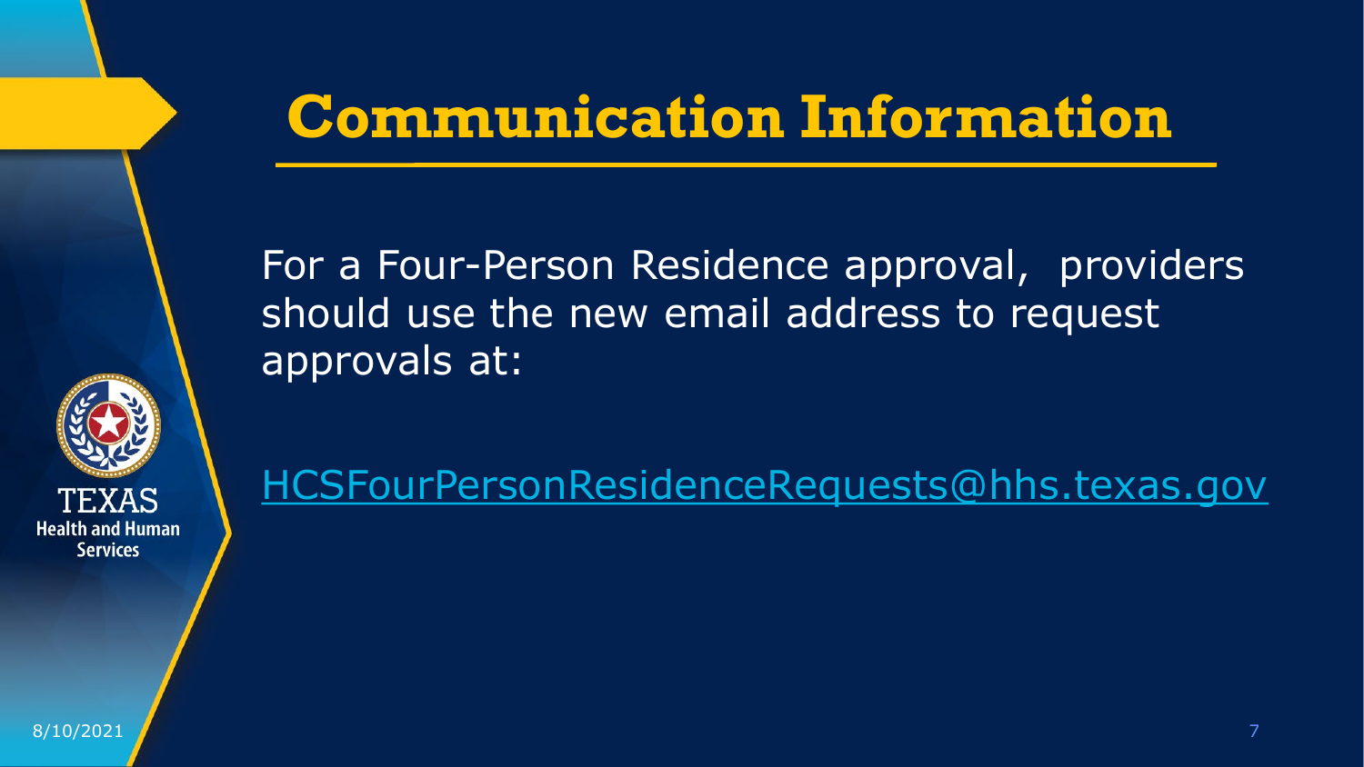# Communication Information

For a Four-Person Residence approval, providers should use the new email address to request approvals at:

HCSFourPersonResidenceRequests@hhs.texas.gov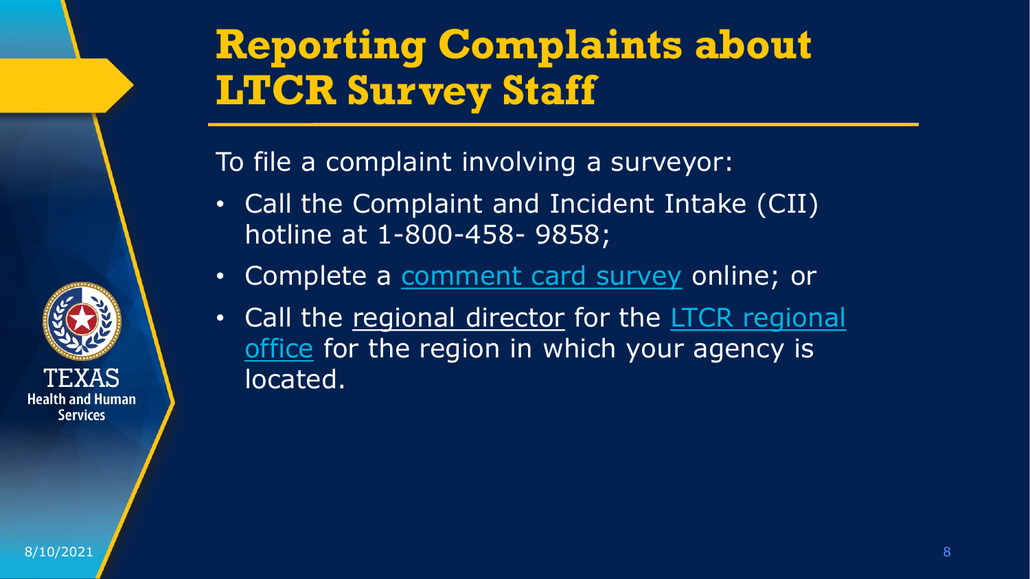# Reporting Complaints about LTCR Survey Staff

To file a complaint involving a surveyor:

- Call the Complaint and Incident Intake (CII) hotline at 1-800-458- 9858;
- Complete a comment card survey online; or
- Call the regional director for the LTCR regional office for the region in which your agency is located.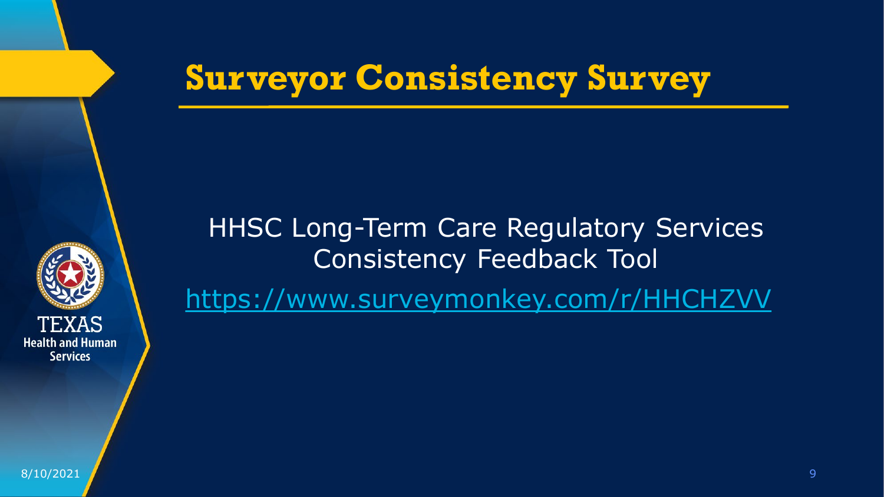# Surveyor Consistency Survey

HHSC Long-Term Care Regulatory Services Consistency Feedback Tool

https://www.surveymonkey.com/r/HHCHZVV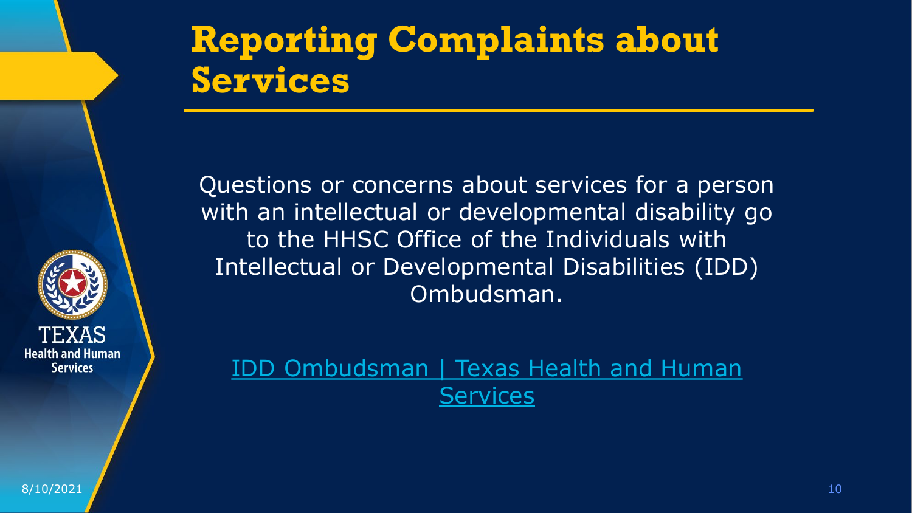# Reporting Complaints about Services

Questions or concerns about services for a person with an intellectual or developmental disability go to the HHSC Office of the Individuals with Intellectual or Developmental Disabilities (IDD) Ombudsman.

IDD Ombudsman | Texas Health and Human Services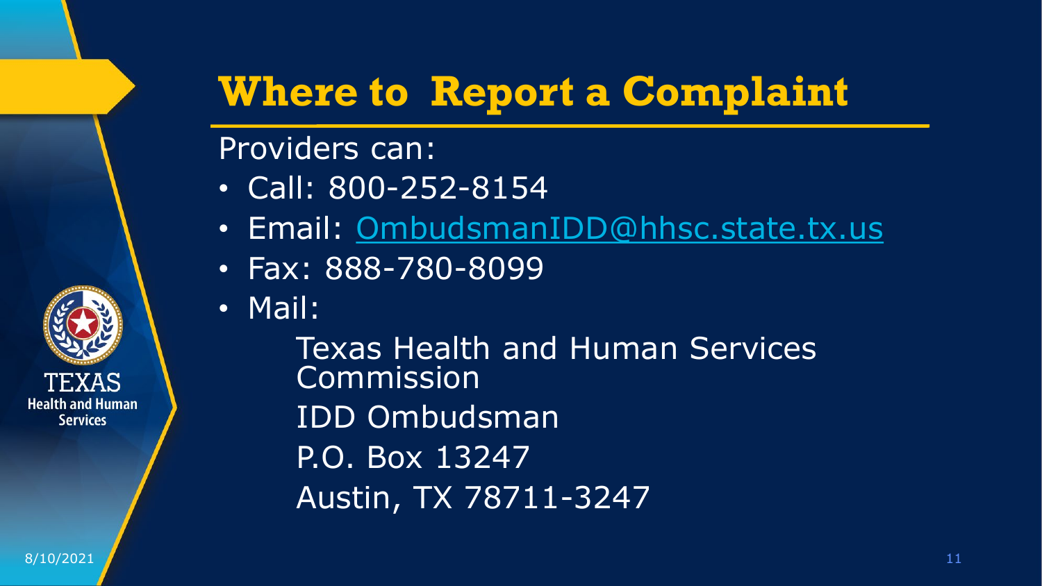# Where to Report a Complaint

Providers can:

- Call: 800-252-8154
- Email: OmbudsmanIDD@hhsc.state.tx.us
- Fax: 888-780-8099
- Mail:

  Texas Health and Human Services Commission
  IDD Ombudsman
  P.O. Box 13247
  Austin, TX 78711-3247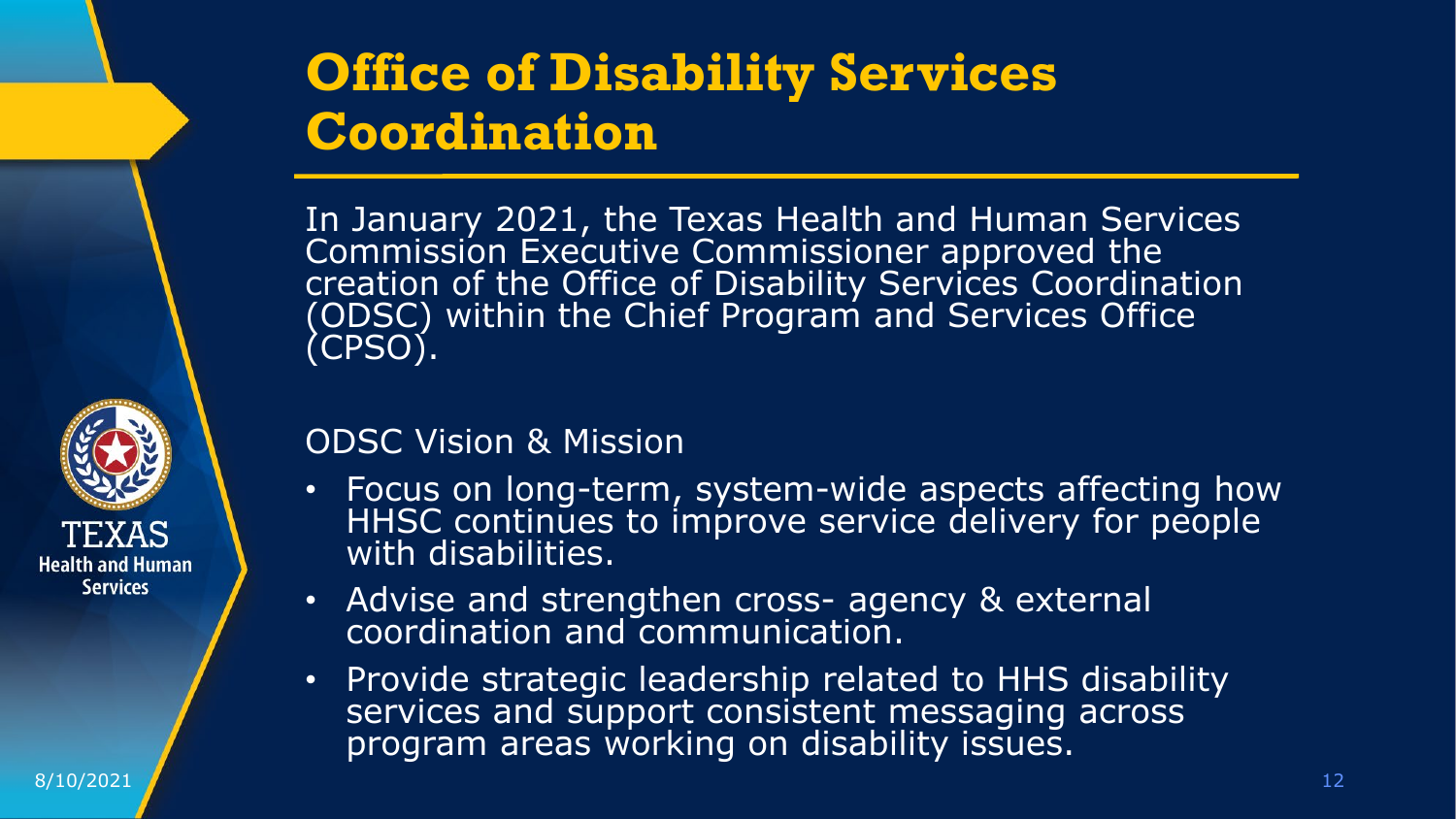# Office of Disability Services Coordination

In January 2021, the Texas Health and Human Services Commission Executive Commissioner approved the creation of the Office of Disability Services Coordination (ODSC) within the Chief Program and Services Office (CPSO).

ODSC Vision & Mission

- Focus on long-term, system-wide aspects affecting how HHSC continues to improve service delivery for people with disabilities.
- Advise and strengthen cross- agency & external coordination and communication.
- Provide strategic leadership related to HHS disability services and support consistent messaging across program areas working on disability issues.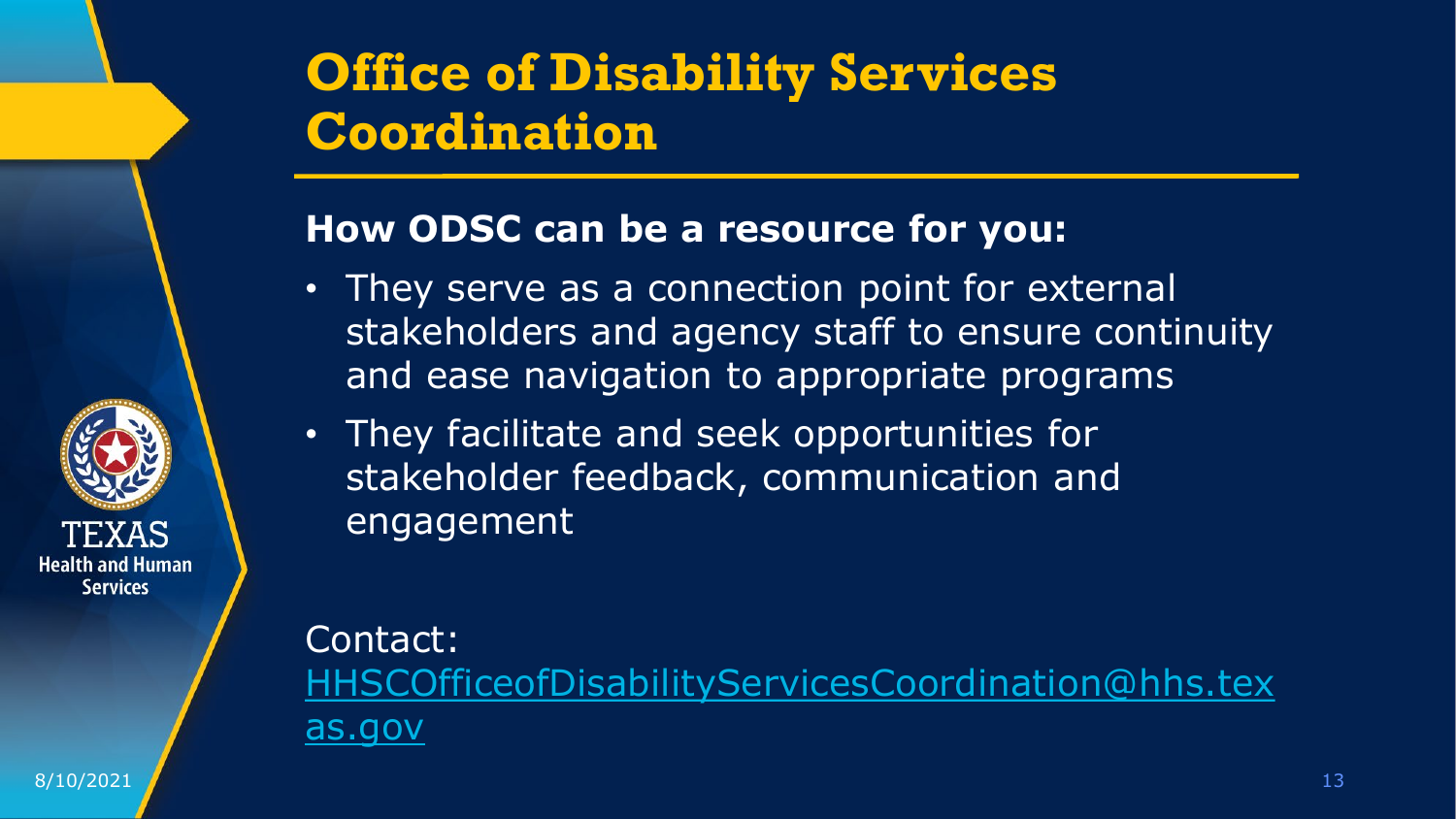# Office of Disability Services Coordination

## How ODSC can be a resource for you:

- They serve as a connection point for external stakeholders and agency staff to ensure continuity and ease navigation to appropriate programs
- They facilitate and seek opportunities for stakeholder feedback, communication and engagement

Contact:
HHSCOfficeofDisabilityServicesCoordination@hhs.texas.gov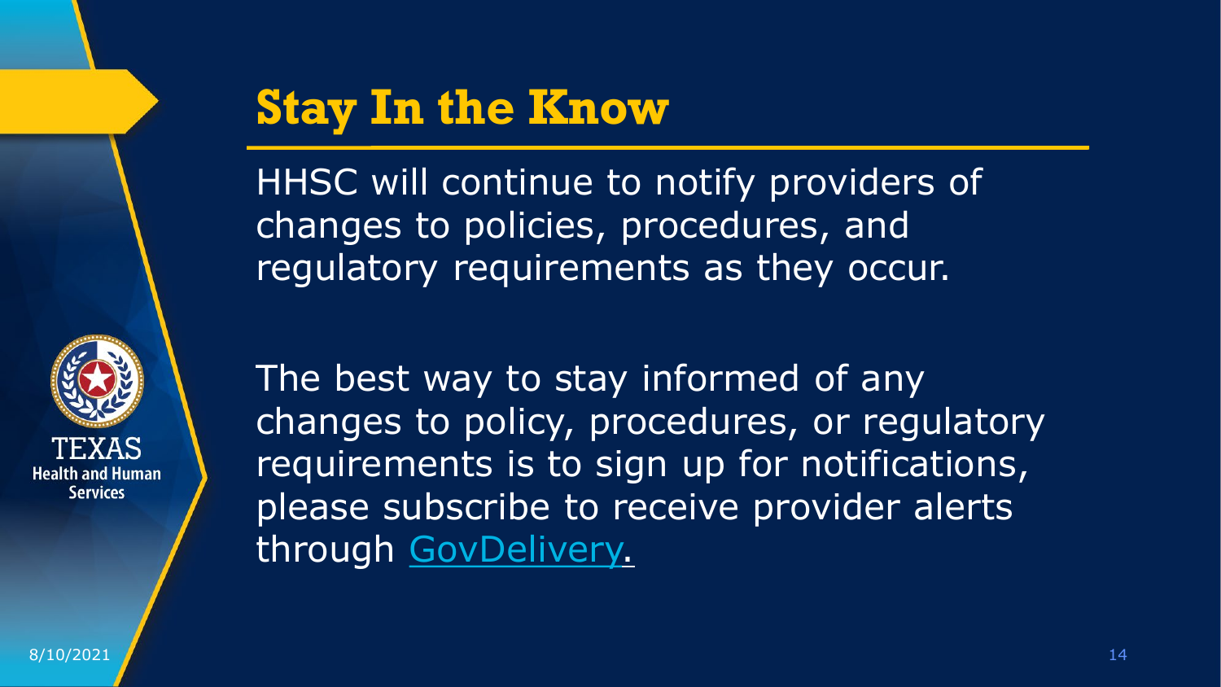# Stay In the Know

HHSC will continue to notify providers of changes to policies, procedures, and regulatory requirements as they occur.

The best way to stay informed of any changes to policy, procedures, or regulatory requirements is to sign up for notifications, please subscribe to receive provider alerts through GovDelivery.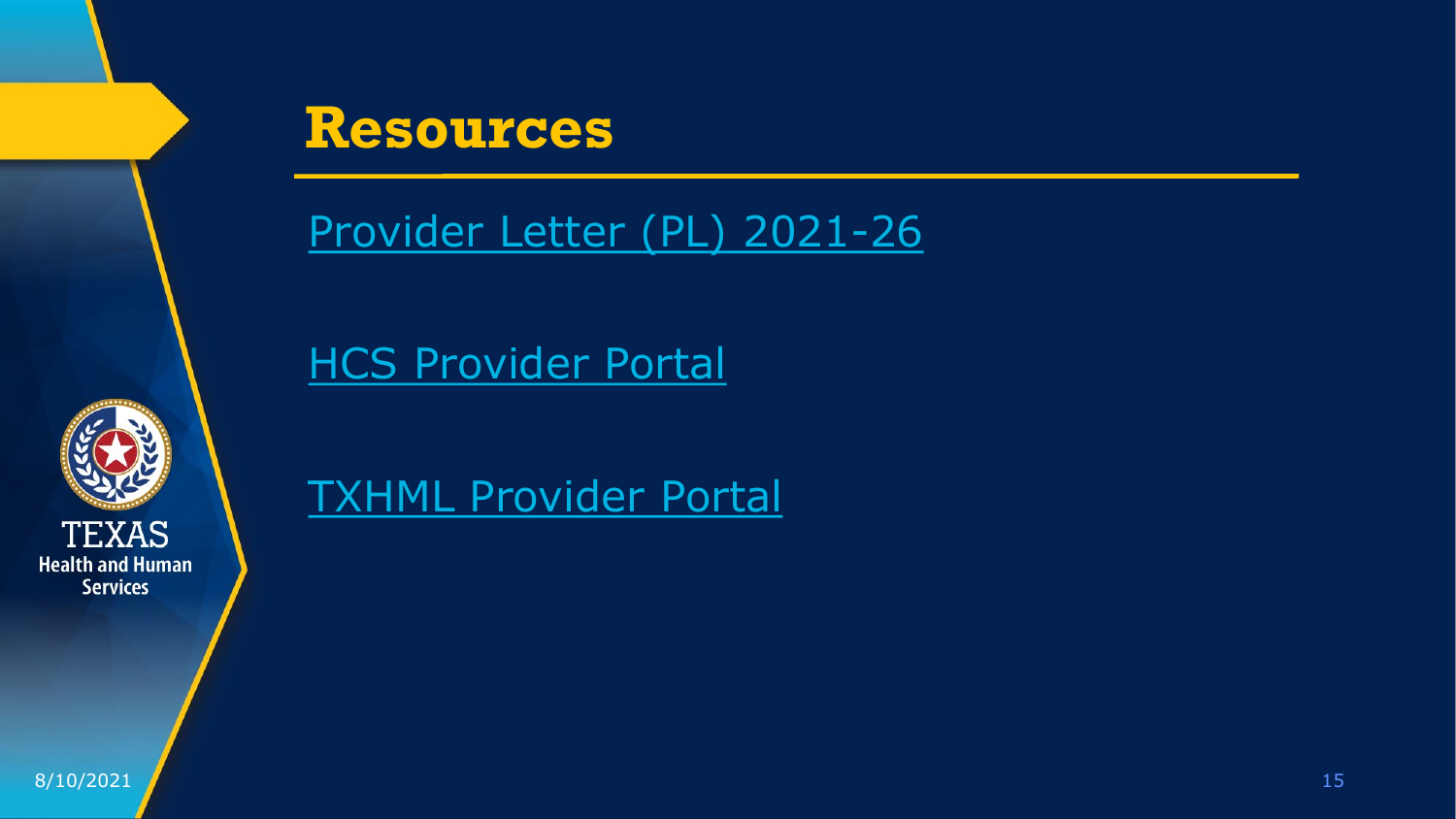# Resources

Provider Letter (PL) 2021-26

HCS Provider Portal

TXHML Provider Portal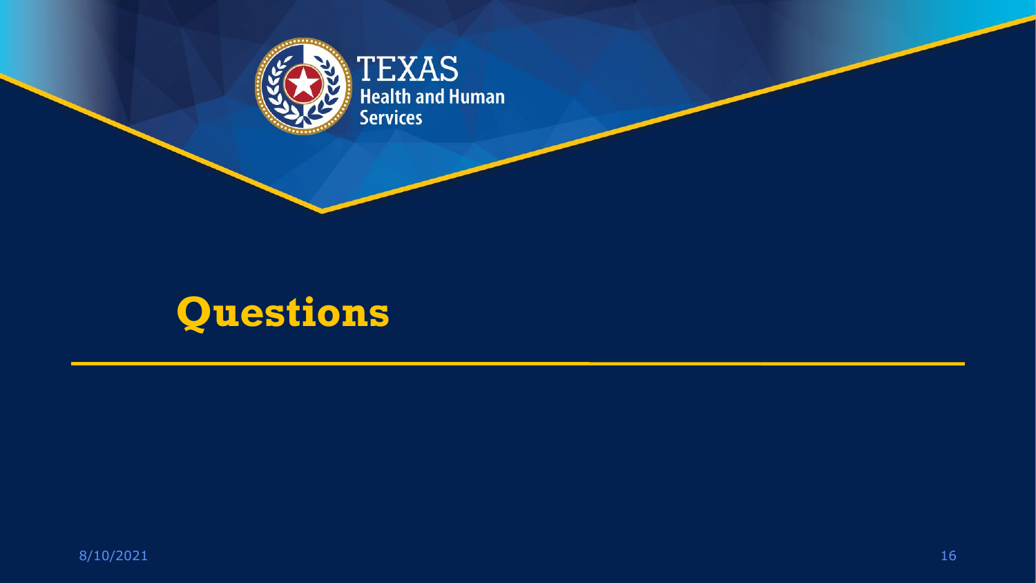# Questions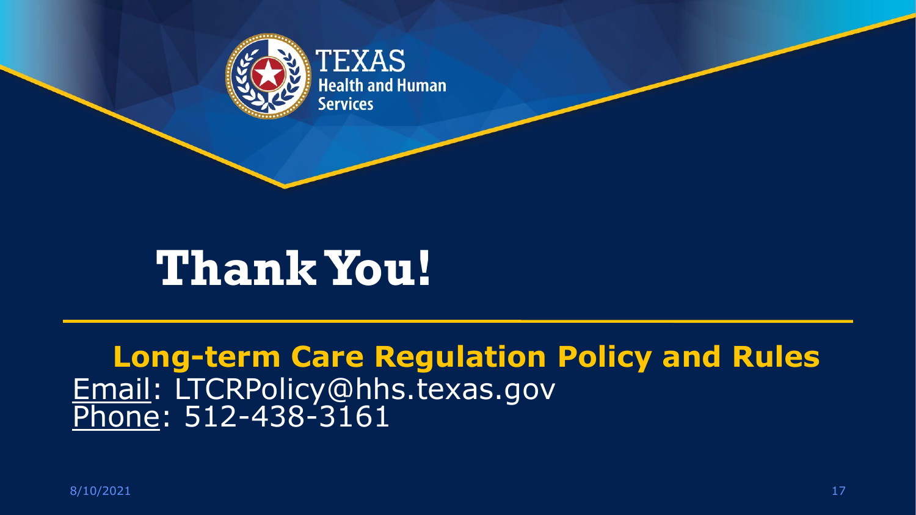TEXAS
Health and Human
Services

# Thank You!

**Long-term Care Regulation Policy and Rules**

Email: LTCRPolicy@hhs.texas.gov
Phone: 512-438-3161

8/10/2021